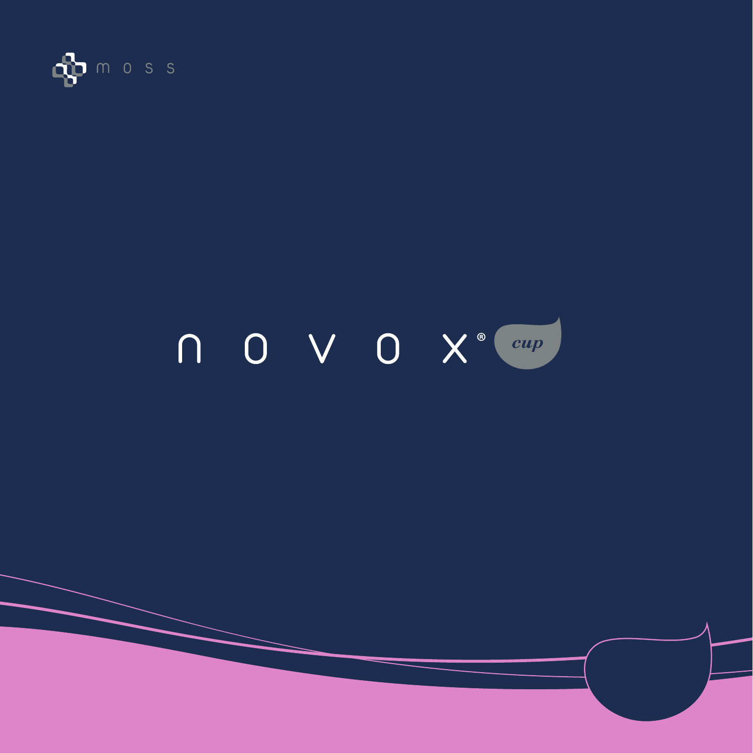moss

# novox® *cup*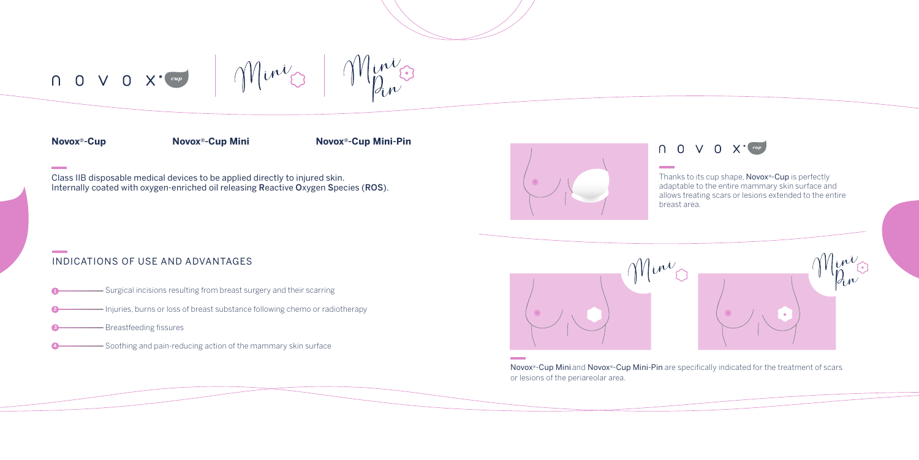novox cup | Mini | Mini Pin

**Novox®-Cup** **Novox®-Cup Mini** **Novox®-Cup Mini-Pin**

Class IIB disposable medical devices to be applied directly to injured skin.
Internally coated with oxygen-enriched oil releasing **R**eactive **O**xygen **S**pecies (**ROS**).

## INDICATIONS OF USE AND ADVANTAGES

1. Surgical incisions resulting from breast surgery and their scarring
2. Injuries, burns or loss of breast substance following chemo or radiotherapy
3. Breastfeeding fissures
4. Soothing and pain-reducing action of the mammary skin surface

novox cup

Thanks to its cup shape, Novox®-Cup is perfectly adaptable to the entire mammary skin surface and allows treating scars or lesions extended to the entire breast area.

Mini

Mini Pin

Novox®-Cup Mini and Novox®-Cup Mini-Pin are specifically indicated for the treatment of scars or lesions of the periareolar area.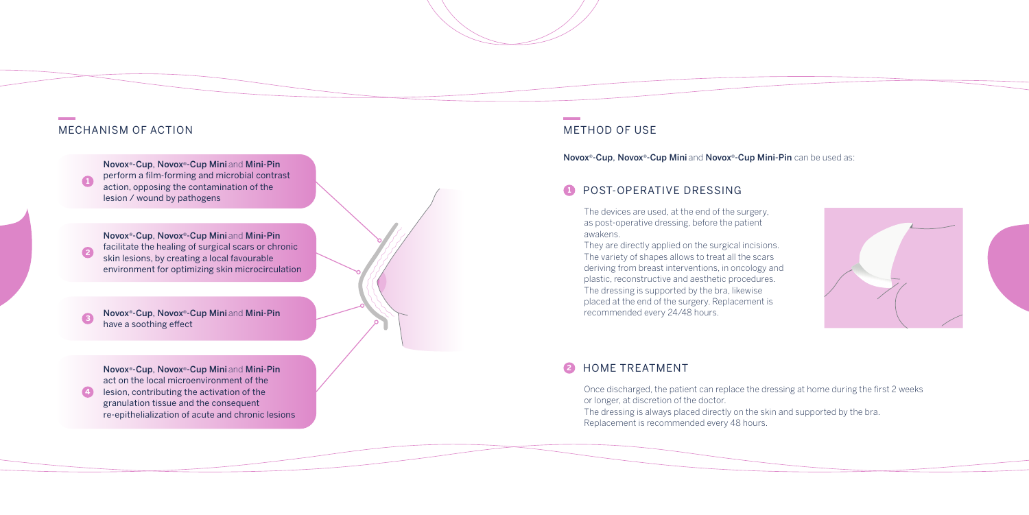## MECHANISM OF ACTION

1. **Novox®-Cup**, **Novox®-Cup Mini** and **Mini-Pin** perform a film-forming and microbial contrast action, opposing the contamination of the lesion / wound by pathogens

2. **Novox®-Cup**, **Novox®-Cup Mini** and **Mini-Pin** facilitate the healing of surgical scars or chronic skin lesions, by creating a local favourable environment for optimizing skin microcirculation

3. **Novox®-Cup**, **Novox®-Cup Mini** and **Mini-Pin** have a soothing effect

4. **Novox®-Cup**, **Novox®-Cup Mini** and **Mini-Pin** act on the local microenvironment of the lesion, contributing the activation of the granulation tissue and the consequent re-epithelialization of acute and chronic lesions

## METHOD OF USE

**Novox®-Cup**, **Novox®-Cup Mini** and **Novox®-Cup Mini-Pin** can be used as:

### 1 POST-OPERATIVE DRESSING

The devices are used, at the end of the surgery, as post-operative dressing, before the patient awakens.
They are directly applied on the surgical incisions. The variety of shapes allows to treat all the scars deriving from breast interventions, in oncology and plastic, reconstructive and aesthetic procedures. The dressing is supported by the bra, likewise placed at the end of the surgery. Replacement is recommended every 24/48 hours.

### 2 HOME TREATMENT

Once discharged, the patient can replace the dressing at home during the first 2 weeks or longer, at discretion of the doctor.
The dressing is always placed directly on the skin and supported by the bra.
Replacement is recommended every 48 hours.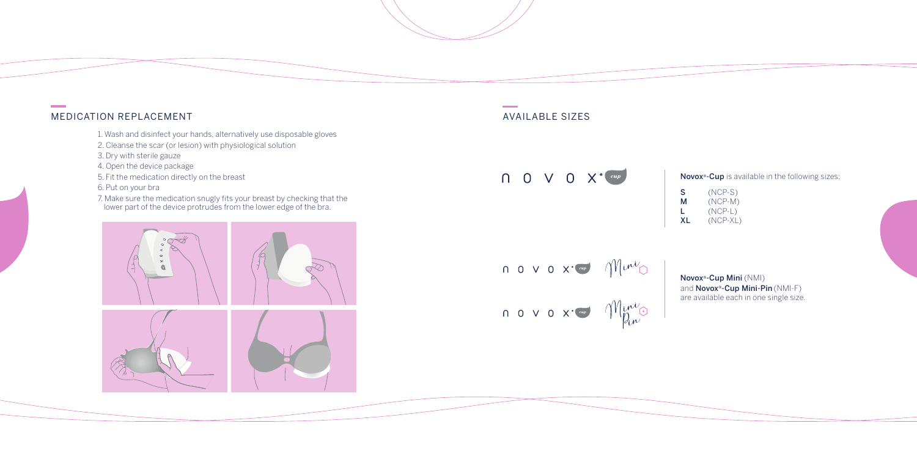## MEDICATION REPLACEMENT

1. Wash and disinfect your hands, alternatively use disposable gloves
2. Cleanse the scar (or lesion) with physiological solution
3. Dry with sterile gauze
4. Open the device package
5. Fit the medication directly on the breast
6. Put on your bra
7. Make sure the medication snugly fits your breast by checking that the lower part of the device protrudes from the lower edge of the bra.

## AVAILABLE SIZES

novox® cup

**Novox®-Cup** is available in the following sizes:

| | |
|---|---|
| **S** | (NCP-S) |
| **M** | (NCP-M) |
| **L** | (NCP-L) |
| **XL** | (NCP-XL) |

novox® cup Mini

novox® cup Mini Pin

**Novox®-Cup Mini** (NMI) and **Novox®-Cup Mini-Pin** (NMI-F) are available each in one single size.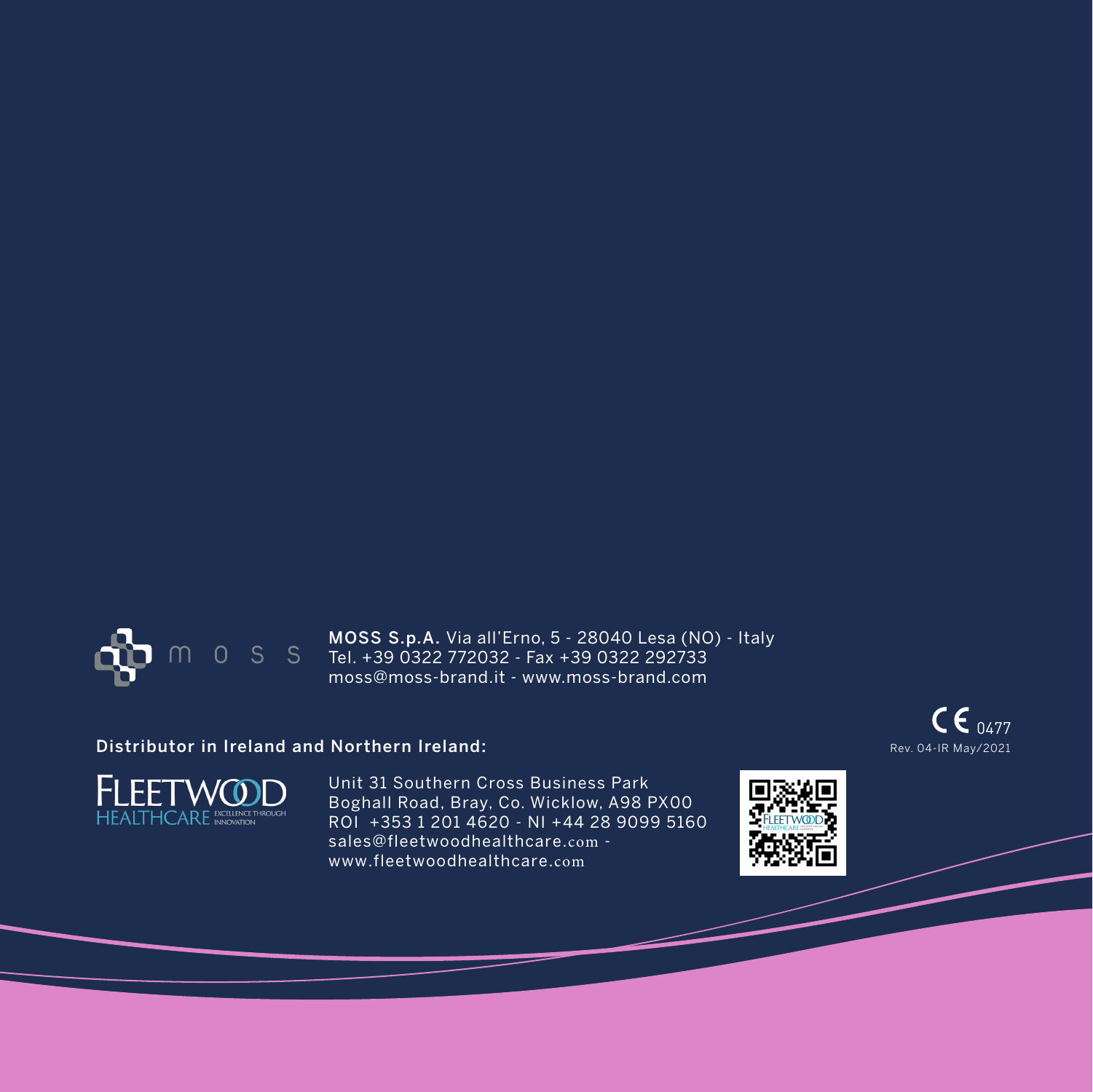moss

**MOSS S.p.A.** Via all'Erno, 5 - 28040 Lesa (NO) - Italy
Tel. +39 0322 772032 - Fax +39 0322 292733
moss@moss-brand.it - www.moss-brand.com

CE 0477
Rev. 04-IR May/2021

**Distributor in Ireland and Northern Ireland:**

FLEETWOOD HEALTHCARE EXCELLENCE THROUGH INNOVATION

Unit 31 Southern Cross Business Park
Boghall Road, Bray, Co. Wicklow, A98 PX00
ROI +353 1 201 4620 - NI +44 28 9099 5160
sales@fleetwoodhealthcare.com -
www.fleetwoodhealthcare.com